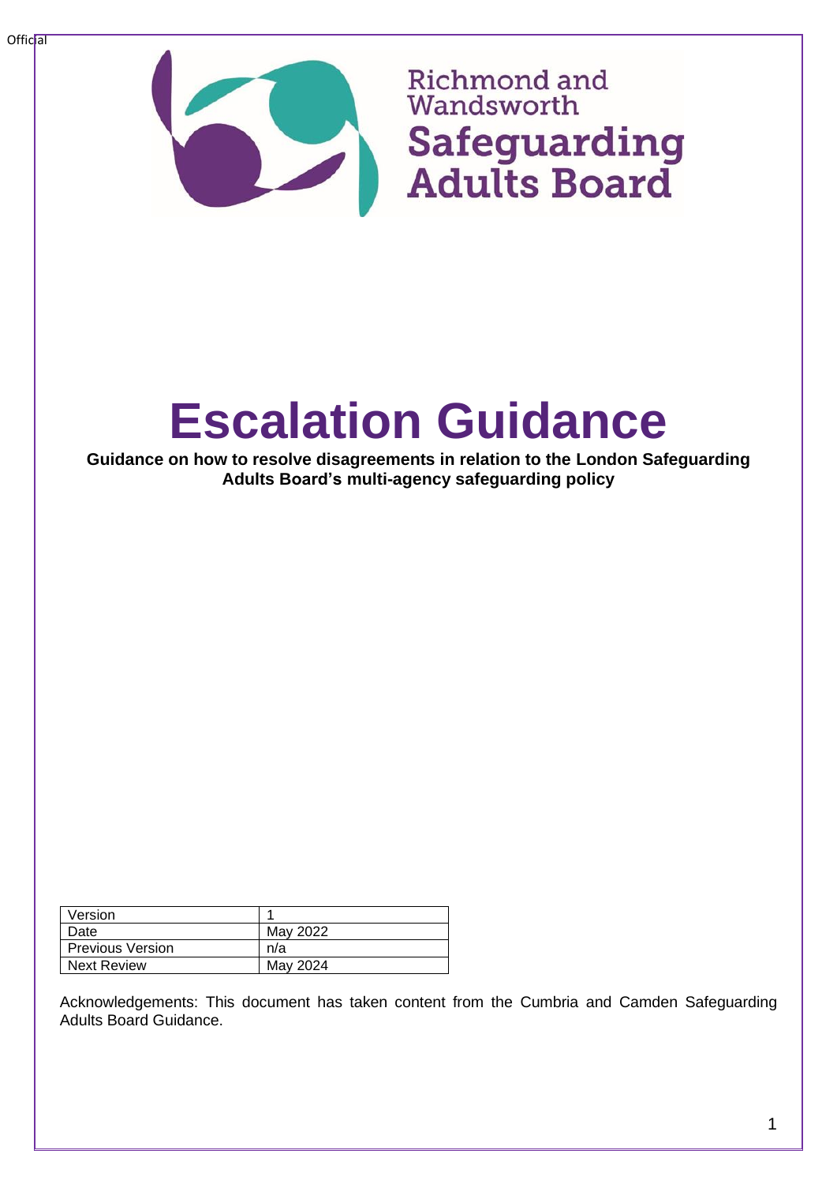Official

Richmond and Wandsworth
Safeguarding Adults Board

# Escalation Guidance

**Guidance on how to resolve disagreements in relation to the London Safeguarding Adults Board's multi-agency safeguarding policy**

| Version | 1 |
|---|---|
| Date | May 2022 |
| Previous Version | n/a |
| Next Review | May 2024 |

Acknowledgements: This document has taken content from the Cumbria and Camden Safeguarding Adults Board Guidance.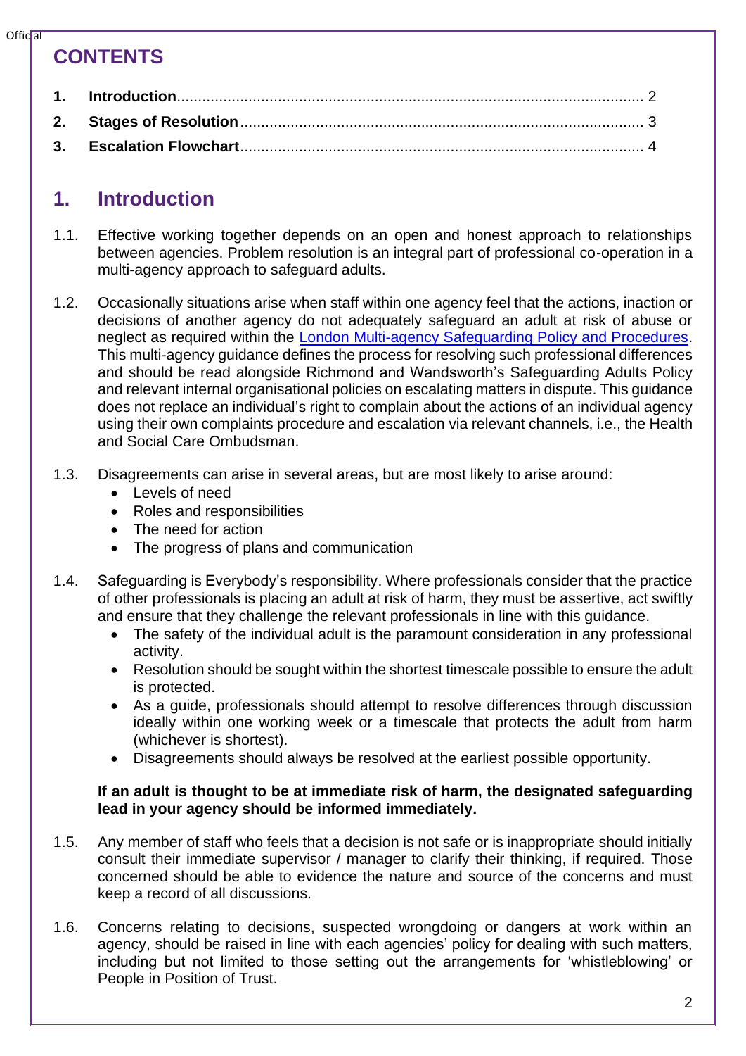## CONTENTS

1. **Introduction** .......... 2
2. **Stages of Resolution** .......... 3
3. **Escalation Flowchart** .......... 4

## 1. Introduction

1.1. Effective working together depends on an open and honest approach to relationships between agencies. Problem resolution is an integral part of professional co-operation in a multi-agency approach to safeguard adults.

1.2. Occasionally situations arise when staff within one agency feel that the actions, inaction or decisions of another agency do not adequately safeguard an adult at risk of abuse or neglect as required within the [London Multi-agency Safeguarding Policy and Procedures](). This multi-agency guidance defines the process for resolving such professional differences and should be read alongside Richmond and Wandsworth's Safeguarding Adults Policy and relevant internal organisational policies on escalating matters in dispute. This guidance does not replace an individual's right to complain about the actions of an individual agency using their own complaints procedure and escalation via relevant channels, i.e., the Health and Social Care Ombudsman.

1.3. Disagreements can arise in several areas, but are most likely to arise around:
- Levels of need
- Roles and responsibilities
- The need for action
- The progress of plans and communication

1.4. Safeguarding is Everybody's responsibility. Where professionals consider that the practice of other professionals is placing an adult at risk of harm, they must be assertive, act swiftly and ensure that they challenge the relevant professionals in line with this guidance.
- The safety of the individual adult is the paramount consideration in any professional activity.
- Resolution should be sought within the shortest timescale possible to ensure the adult is protected.
- As a guide, professionals should attempt to resolve differences through discussion ideally within one working week or a timescale that protects the adult from harm (whichever is shortest).
- Disagreements should always be resolved at the earliest possible opportunity.

**If an adult is thought to be at immediate risk of harm, the designated safeguarding lead in your agency should be informed immediately.**

1.5. Any member of staff who feels that a decision is not safe or is inappropriate should initially consult their immediate supervisor / manager to clarify their thinking, if required. Those concerned should be able to evidence the nature and source of the concerns and must keep a record of all discussions.

1.6. Concerns relating to decisions, suspected wrongdoing or dangers at work within an agency, should be raised in line with each agencies' policy for dealing with such matters, including but not limited to those setting out the arrangements for 'whistleblowing' or People in Position of Trust.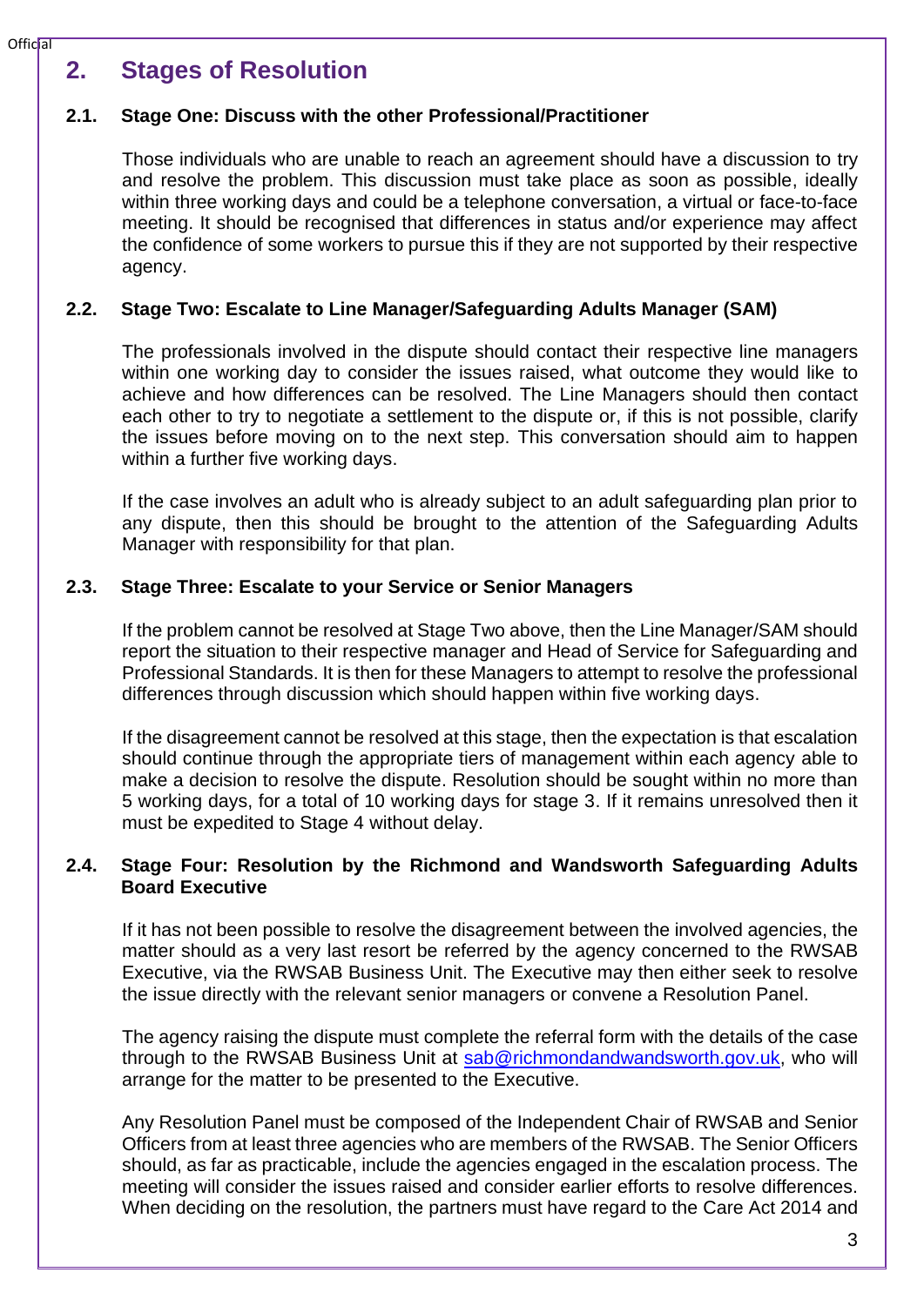## 2. Stages of Resolution

### 2.1. Stage One: Discuss with the other Professional/Practitioner

Those individuals who are unable to reach an agreement should have a discussion to try and resolve the problem. This discussion must take place as soon as possible, ideally within three working days and could be a telephone conversation, a virtual or face-to-face meeting. It should be recognised that differences in status and/or experience may affect the confidence of some workers to pursue this if they are not supported by their respective agency.

### 2.2. Stage Two: Escalate to Line Manager/Safeguarding Adults Manager (SAM)

The professionals involved in the dispute should contact their respective line managers within one working day to consider the issues raised, what outcome they would like to achieve and how differences can be resolved. The Line Managers should then contact each other to try to negotiate a settlement to the dispute or, if this is not possible, clarify the issues before moving on to the next step. This conversation should aim to happen within a further five working days.

If the case involves an adult who is already subject to an adult safeguarding plan prior to any dispute, then this should be brought to the attention of the Safeguarding Adults Manager with responsibility for that plan.

### 2.3. Stage Three: Escalate to your Service or Senior Managers

If the problem cannot be resolved at Stage Two above, then the Line Manager/SAM should report the situation to their respective manager and Head of Service for Safeguarding and Professional Standards. It is then for these Managers to attempt to resolve the professional differences through discussion which should happen within five working days.

If the disagreement cannot be resolved at this stage, then the expectation is that escalation should continue through the appropriate tiers of management within each agency able to make a decision to resolve the dispute. Resolution should be sought within no more than 5 working days, for a total of 10 working days for stage 3. If it remains unresolved then it must be expedited to Stage 4 without delay.

### 2.4. Stage Four: Resolution by the Richmond and Wandsworth Safeguarding Adults Board Executive

If it has not been possible to resolve the disagreement between the involved agencies, the matter should as a very last resort be referred by the agency concerned to the RWSAB Executive, via the RWSAB Business Unit. The Executive may then either seek to resolve the issue directly with the relevant senior managers or convene a Resolution Panel.

The agency raising the dispute must complete the referral form with the details of the case through to the RWSAB Business Unit at sab@richmondandwandsworth.gov.uk, who will arrange for the matter to be presented to the Executive.

Any Resolution Panel must be composed of the Independent Chair of RWSAB and Senior Officers from at least three agencies who are members of the RWSAB. The Senior Officers should, as far as practicable, include the agencies engaged in the escalation process. The meeting will consider the issues raised and consider earlier efforts to resolve differences. When deciding on the resolution, the partners must have regard to the Care Act 2014 and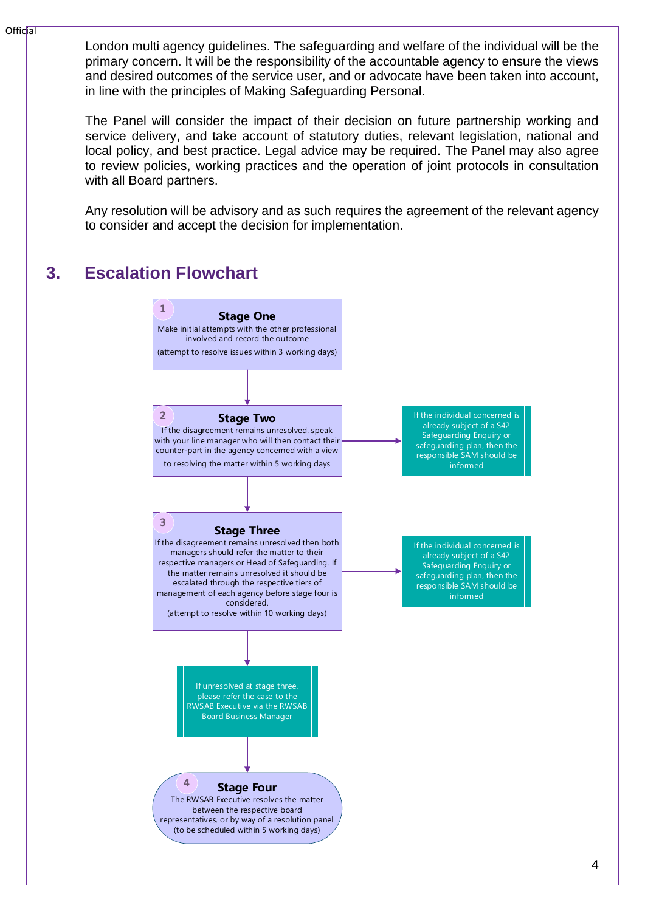London multi agency guidelines. The safeguarding and welfare of the individual will be the primary concern. It will be the responsibility of the accountable agency to ensure the views and desired outcomes of the service user, and or advocate have been taken into account, in line with the principles of Making Safeguarding Personal.

The Panel will consider the impact of their decision on future partnership working and service delivery, and take account of statutory duties, relevant legislation, national and local policy, and best practice. Legal advice may be required. The Panel may also agree to review policies, working practices and the operation of joint protocols in consultation with all Board partners.

Any resolution will be advisory and as such requires the agreement of the relevant agency to consider and accept the decision for implementation.

## 3. Escalation Flowchart

**1 Stage One**
Make initial attempts with the other professional involved and record the outcome
(attempt to resolve issues within 3 working days)

↓

**2 Stage Two**
If the disagreement remains unresolved, speak with your line manager who will then contact their counter-part in the agency concerned with a view to resolving the matter within 5 working days

→ If the individual concerned is already subject of a S42 Safeguarding Enquiry or safeguarding plan, then the responsible SAM should be informed

↓

**3 Stage Three**
If the disagreement remains unresolved then both managers should refer the matter to their respective managers or Head of Safeguarding. If the matter remains unresolved it should be escalated through the respective tiers of management of each agency before stage four is considered.
(attempt to resolve within 10 working days)

→ If the individual concerned is already subject of a S42 Safeguarding Enquiry or safeguarding plan, then the responsible SAM should be informed

↓

If unresolved at stage three, please refer the case to the RWSAB Executive via the RWSAB Board Business Manager

↓

**4 Stage Four**
The RWSAB Executive resolves the matter between the respective board representatives, or by way of a resolution panel
(to be scheduled within 5 working days)